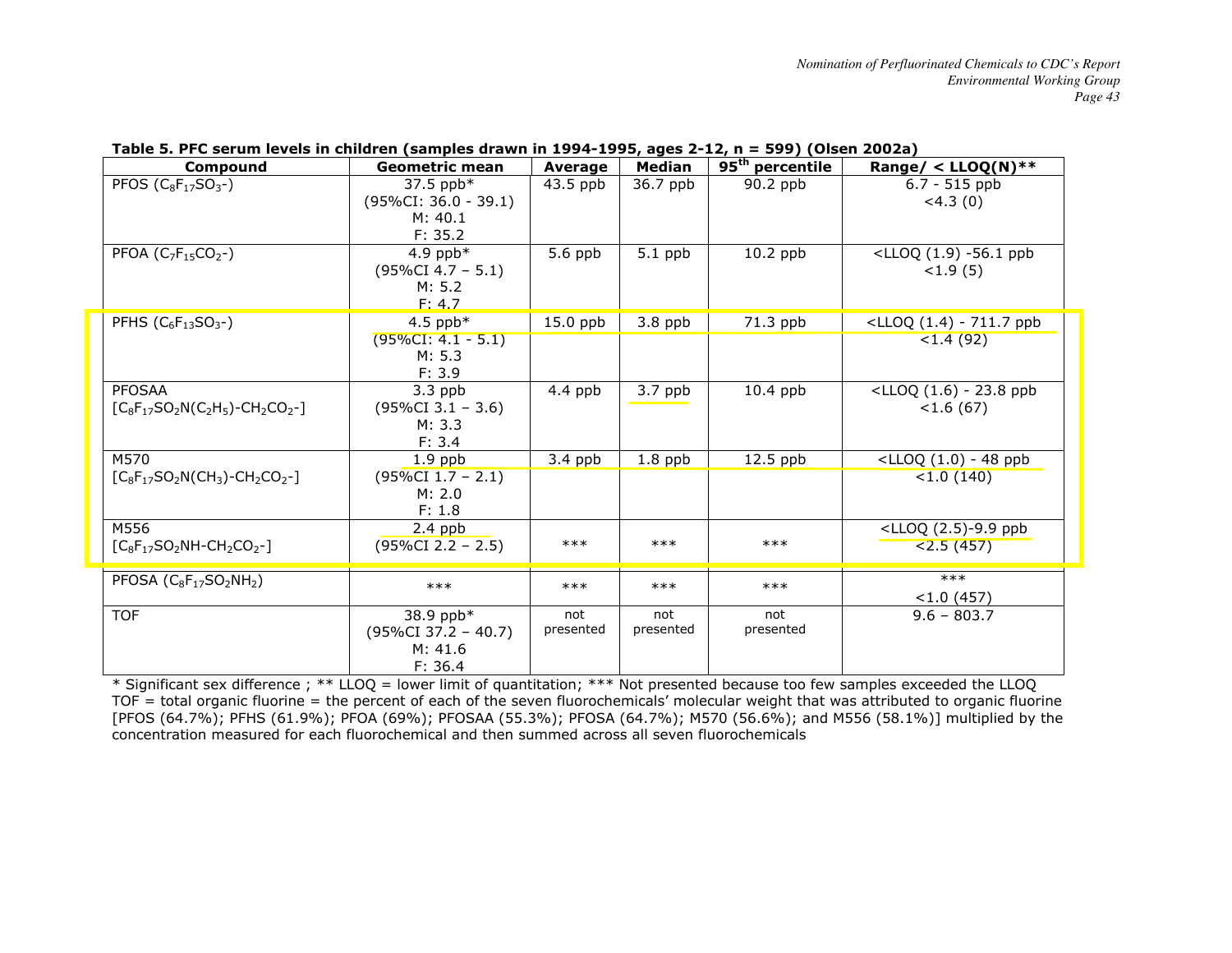**Table 5. PFC serum levels in children (samples drawn in 1994-1995, ages 2-12, n = 599) (Olsen 2002a)**

| Compound | Geometric mean | Average | Median | 95$^{th}$ percentile | Range/ < LLOQ(N)** |
|---|---|---|---|---|---|
| PFOS ($C_8F_{17}SO_3$-) | 37.5 ppb* (95%CI: 36.0 - 39.1) M: 40.1 F: 35.2 | 43.5 ppb | 36.7 ppb | 90.2 ppb | 6.7 - 515 ppb <4.3 (0) |
| PFOA ($C_7F_{15}CO_2$-) | 4.9 ppb* (95%CI 4.7 – 5.1) M: 5.2 F: 4.7 | 5.6 ppb | 5.1 ppb | 10.2 ppb | <LLOQ (1.9) -56.1 ppb <1.9 (5) |
| PFHS ($C_6F_{13}SO_3$-) | 4.5 ppb* (95%CI: 4.1 - 5.1) M: 5.3 F: 3.9 | 15.0 ppb | 3.8 ppb | 71.3 ppb | <LLOQ (1.4) - 711.7 ppb <1.4 (92) |
| PFOSAA [$C_8F_{17}SO_2N(C_2H_5)$-$CH_2CO_2$-] | 3.3 ppb (95%CI 3.1 – 3.6) M: 3.3 F: 3.4 | 4.4 ppb | 3.7 ppb | 10.4 ppb | <LLOQ (1.6) - 23.8 ppb <1.6 (67) |
| M570 [$C_8F_{17}SO_2N(CH_3)$-$CH_2CO_2$-] | 1.9 ppb (95%CI 1.7 – 2.1) M: 2.0 F: 1.8 | 3.4 ppb | 1.8 ppb | 12.5 ppb | <LLOQ (1.0) - 48 ppb <1.0 (140) |
| M556 [$C_8F_{17}SO_2NH$-$CH_2CO_2$-] | 2.4 ppb (95%CI 2.2 – 2.5) | *** | *** | *** | <LLOQ (2.5)-9.9 ppb <2.5 (457) |
| PFOSA ($C_8F_{17}SO_2NH_2$) | *** | *** | *** | *** | *** <1.0 (457) |
| TOF | 38.9 ppb* (95%CI 37.2 – 40.7) M: 41.6 F: 36.4 | not presented | not presented | not presented | 9.6 – 803.7 |

* Significant sex difference ; ** LLOQ = lower limit of quantitation; *** Not presented because too few samples exceeded the LLOQ
TOF = total organic fluorine = the percent of each of the seven fluorochemicals' molecular weight that was attributed to organic fluorine [PFOS (64.7%); PFHS (61.9%); PFOA (69%); PFOSAA (55.3%); PFOSA (64.7%); M570 (56.6%); and M556 (58.1%)] multiplied by the concentration measured for each fluorochemical and then summed across all seven fluorochemicals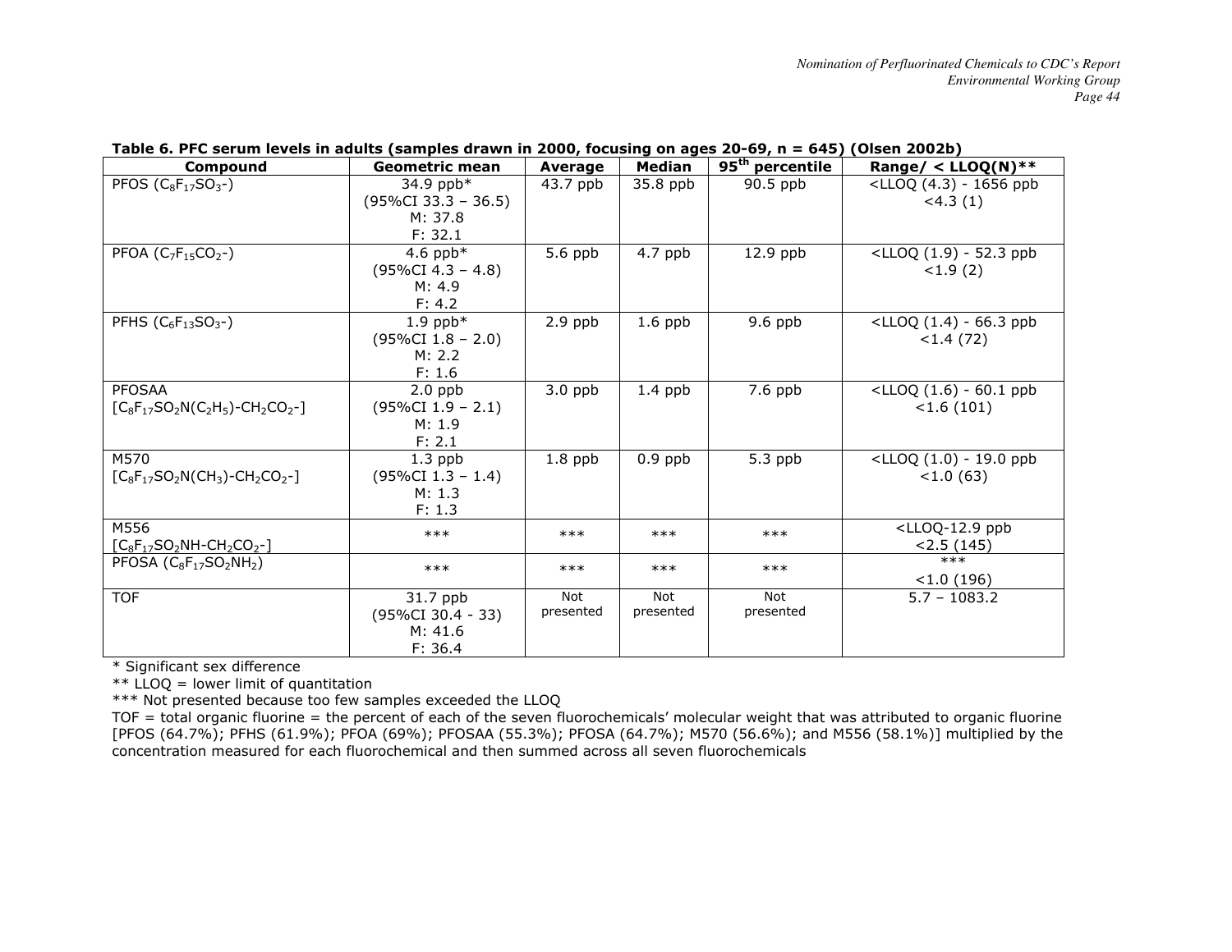**Table 6. PFC serum levels in adults (samples drawn in 2000, focusing on ages 20-69, n = 645) (Olsen 2002b)**

| Compound | Geometric mean | Average | Median | 95[th] percentile | Range/ < LLOQ(N)** |
|---|---|---|---|---|---|
| PFOS ($C_8F_{17}SO_3$-) | 34.9 ppb* (95%CI 33.3 – 36.5) M: 37.8 F: 32.1 | 43.7 ppb | 35.8 ppb | 90.5 ppb | <LLOQ (4.3) - 1656 ppb <4.3 (1) |
| PFOA ($C_7F_{15}CO_2$-) | 4.6 ppb* (95%CI 4.3 – 4.8) M: 4.9 F: 4.2 | 5.6 ppb | 4.7 ppb | 12.9 ppb | <LLOQ (1.9) - 52.3 ppb <1.9 (2) |
| PFHS ($C_6F_{13}SO_3$-) | 1.9 ppb* (95%CI 1.8 – 2.0) M: 2.2 F: 1.6 | 2.9 ppb | 1.6 ppb | 9.6 ppb | <LLOQ (1.4) - 66.3 ppb <1.4 (72) |
| PFOSAA [$C_8F_{17}SO_2N(C_2H_5)$-$CH_2CO_2$-] | 2.0 ppb (95%CI 1.9 – 2.1) M: 1.9 F: 2.1 | 3.0 ppb | 1.4 ppb | 7.6 ppb | <LLOQ (1.6) - 60.1 ppb <1.6 (101) |
| M570 [$C_8F_{17}SO_2N(CH_3)$-$CH_2CO_2$-] | 1.3 ppb (95%CI 1.3 – 1.4) M: 1.3 F: 1.3 | 1.8 ppb | 0.9 ppb | 5.3 ppb | <LLOQ (1.0) - 19.0 ppb <1.0 (63) |
| M556 [$C_8F_{17}SO_2NH$-$CH_2CO_2$-] | *** | *** | *** | *** | <LLOQ-12.9 ppb <2.5 (145) |
| PFOSA ($C_8F_{17}SO_2NH_2$) | *** | *** | *** | *** | *** <1.0 (196) |
| TOF | 31.7 ppb (95%CI 30.4 - 33) M: 41.6 F: 36.4 | Not presented | Not presented | Not presented | 5.7 – 1083.2 |

\* Significant sex difference

** LLOQ = lower limit of quantitation

*** Not presented because too few samples exceeded the LLOQ

TOF = total organic fluorine = the percent of each of the seven fluorochemicals' molecular weight that was attributed to organic fluorine [PFOS (64.7%); PFHS (61.9%); PFOA (69%); PFOSAA (55.3%); PFOSA (64.7%); M570 (56.6%); and M556 (58.1%)] multiplied by the concentration measured for each fluorochemical and then summed across all seven fluorochemicals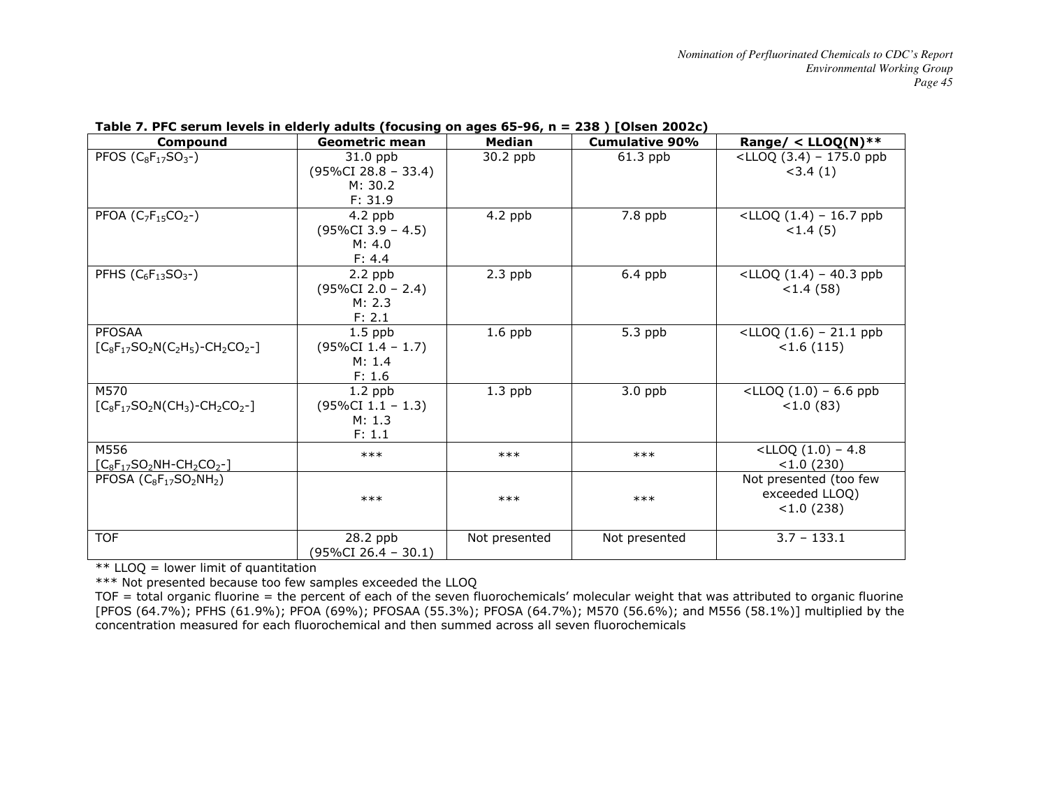**Table 7. PFC serum levels in elderly adults (focusing on ages 65-96, n = 238 ) [Olsen 2002c)**

| Compound | Geometric mean | Median | Cumulative 90% | Range/ < LLOQ(N)** |
|---|---|---|---|---|
| PFOS ($C_8F_{17}SO_3$-) | 31.0 ppb (95%CI 28.8 – 33.4) M: 30.2 F: 31.9 | 30.2 ppb | 61.3 ppb | <LLOQ (3.4) – 175.0 ppb <3.4 (1) |
| PFOA ($C_7F_{15}CO_2$-) | 4.2 ppb (95%CI 3.9 – 4.5) M: 4.0 F: 4.4 | 4.2 ppb | 7.8 ppb | <LLOQ (1.4) – 16.7 ppb <1.4 (5) |
| PFHS ($C_6F_{13}SO_3$-) | 2.2 ppb (95%CI 2.0 – 2.4) M: 2.3 F: 2.1 | 2.3 ppb | 6.4 ppb | <LLOQ (1.4) – 40.3 ppb <1.4 (58) |
| PFOSAA [$C_8F_{17}SO_2N(C_2H_5)$-$CH_2CO_2$-] | 1.5 ppb (95%CI 1.4 – 1.7) M: 1.4 F: 1.6 | 1.6 ppb | 5.3 ppb | <LLOQ (1.6) – 21.1 ppb <1.6 (115) |
| M570 [$C_8F_{17}SO_2N(CH_3)$-$CH_2CO_2$-] | 1.2 ppb (95%CI 1.1 – 1.3) M: 1.3 F: 1.1 | 1.3 ppb | 3.0 ppb | <LLOQ (1.0) – 6.6 ppb <1.0 (83) |
| M556 [$C_8F_{17}SO_2NH$-$CH_2CO_2$-] | *** | *** | *** | <LLOQ (1.0) – 4.8 <1.0 (230) |
| PFOSA ($C_8F_{17}SO_2NH_2$) | *** | *** | *** | Not presented (too few exceeded LLOQ) <1.0 (238) |
| TOF | 28.2 ppb (95%CI 26.4 – 30.1) | Not presented | Not presented | 3.7 – 133.1 |

** LLOQ = lower limit of quantitation

*** Not presented because too few samples exceeded the LLOQ

TOF = total organic fluorine = the percent of each of the seven fluorochemicals' molecular weight that was attributed to organic fluorine [PFOS (64.7%); PFHS (61.9%); PFOA (69%); PFOSAA (55.3%); PFOSA (64.7%); M570 (56.6%); and M556 (58.1%)] multiplied by the concentration measured for each fluorochemical and then summed across all seven fluorochemicals